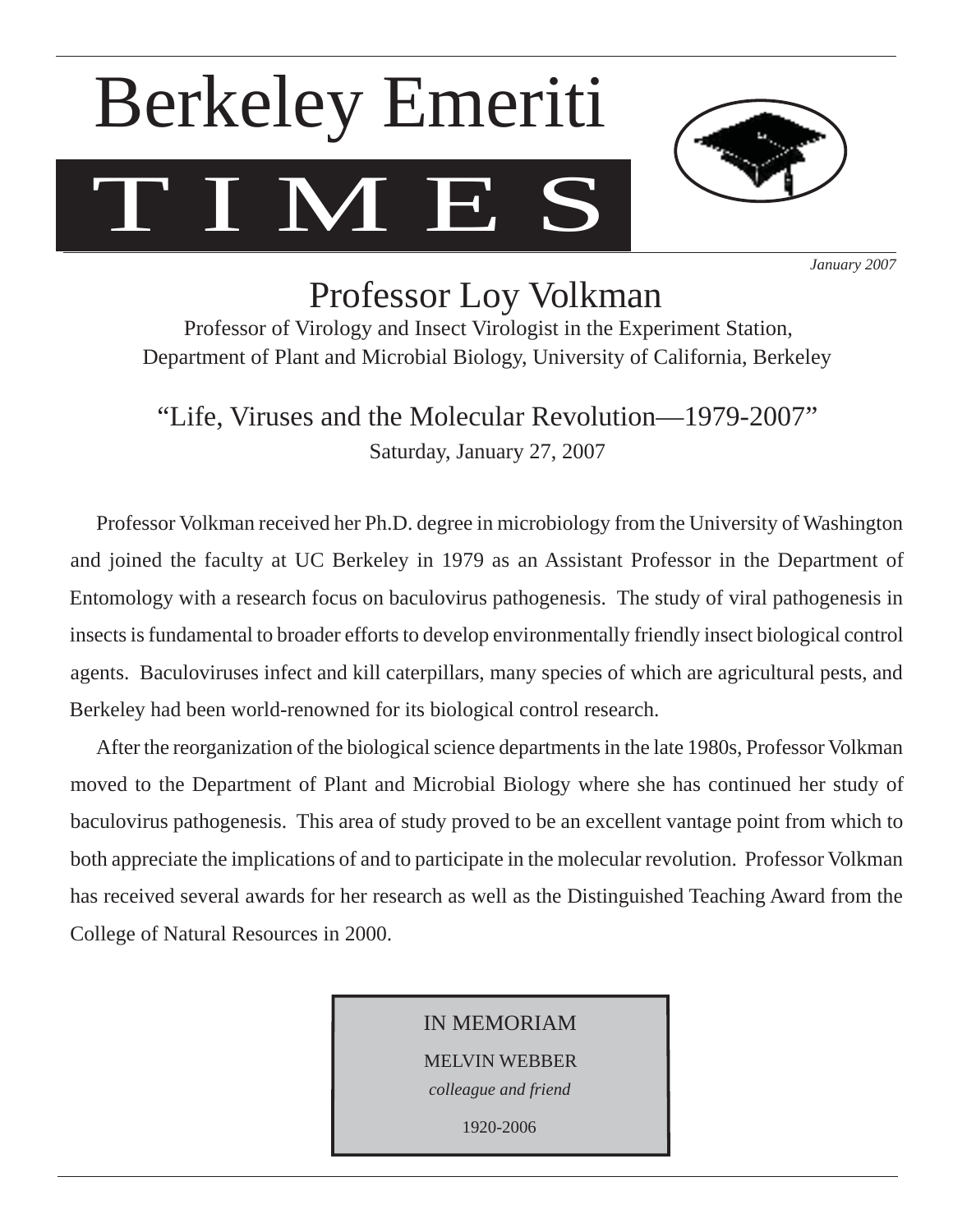# Berkeley Emeriti TIMES

*January 2007*

## Professor Loy Volkman

Professor of Virology and Insect Virologist in the Experiment Station,
Department of Plant and Microbial Biology, University of California, Berkeley

### "Life, Viruses and the Molecular Revolution—1979-2007"

Saturday, January 27, 2007

Professor Volkman received her Ph.D. degree in microbiology from the University of Washington and joined the faculty at UC Berkeley in 1979 as an Assistant Professor in the Department of Entomology with a research focus on baculovirus pathogenesis. The study of viral pathogenesis in insects is fundamental to broader efforts to develop environmentally friendly insect biological control agents. Baculoviruses infect and kill caterpillars, many species of which are agricultural pests, and Berkeley had been world-renowned for its biological control research.

After the reorganization of the biological science departments in the late 1980s, Professor Volkman moved to the Department of Plant and Microbial Biology where she has continued her study of baculovirus pathogenesis. This area of study proved to be an excellent vantage point from which to both appreciate the implications of and to participate in the molecular revolution. Professor Volkman has received several awards for her research as well as the Distinguished Teaching Award from the College of Natural Resources in 2000.

IN MEMORIAM

MELVIN WEBBER

*colleague and friend*

1920-2006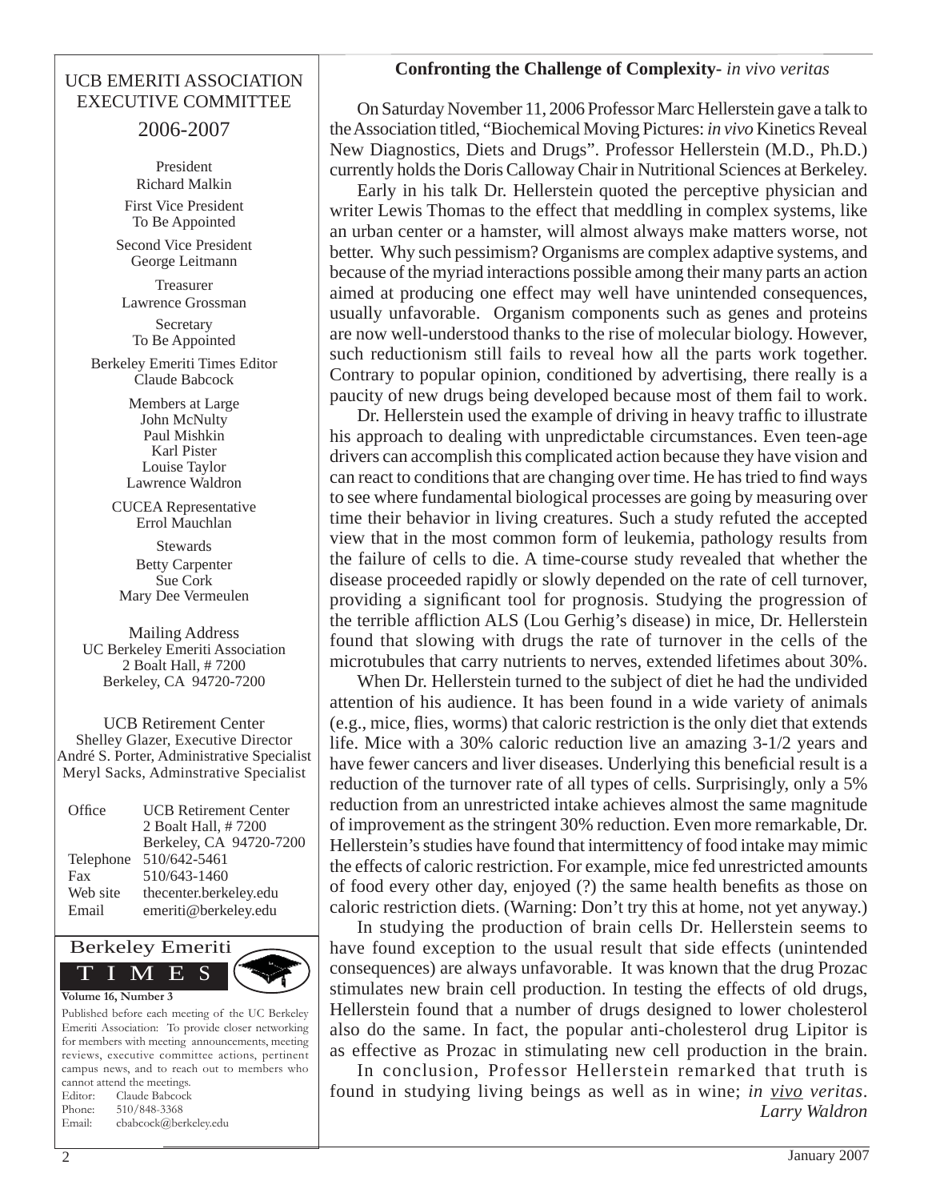## UCB EMERITI ASSOCIATION EXECUTIVE COMMITTEE 2006-2007

President
Richard Malkin

First Vice President
To Be Appointed

Second Vice President
George Leitmann

Treasurer
Lawrence Grossman

Secretary
To Be Appointed

Berkeley Emeriti Times Editor
Claude Babcock

Members at Large
John McNulty
Paul Mishkin
Karl Pister
Louise Taylor
Lawrence Waldron

CUCEA Representative
Errol Mauchlan

Stewards
Betty Carpenter
Sue Cork
Mary Dee Vermeulen

Mailing Address
UC Berkeley Emeriti Association
2 Boalt Hall, # 7200
Berkeley, CA 94720-7200

UCB Retirement Center
Shelley Glazer, Executive Director
André S. Porter, Administrative Specialist
Meryl Sacks, Adminstrative Specialist

| | |
|---|---|
| Office | UCB Retirement Center<br>2 Boalt Hall, # 7200<br>Berkeley, CA 94720-7200 |
| Telephone | 510/642-5461 |
| Fax | 510/643-1460 |
| Web site | thecenter.berkeley.edu |
| Email | emeriti@berkeley.edu |

Berkeley Emeriti TIMES

**Volume 16, Number 3**

Published before each meeting of the UC Berkeley Emeriti Association: To provide closer networking for members with meeting announcements, meeting reviews, executive committee actions, pertinent campus news, and to reach out to members who cannot attend the meetings.
Editor: Claude Babcock
Phone: 510/848-3368
Email: cbabcock@berkeley.edu

## Confronting the Challenge of Complexity- *in vivo veritas*

On Saturday November 11, 2006 Professor Marc Hellerstein gave a talk to the Association titled, "Biochemical Moving Pictures: *in vivo* Kinetics Reveal New Diagnostics, Diets and Drugs". Professor Hellerstein (M.D., Ph.D.) currently holds the Doris Calloway Chair in Nutritional Sciences at Berkeley.

Early in his talk Dr. Hellerstein quoted the perceptive physician and writer Lewis Thomas to the effect that meddling in complex systems, like an urban center or a hamster, will almost always make matters worse, not better. Why such pessimism? Organisms are complex adaptive systems, and because of the myriad interactions possible among their many parts an action aimed at producing one effect may well have unintended consequences, usually unfavorable. Organism components such as genes and proteins are now well-understood thanks to the rise of molecular biology. However, such reductionism still fails to reveal how all the parts work together. Contrary to popular opinion, conditioned by advertising, there really is a paucity of new drugs being developed because most of them fail to work.

Dr. Hellerstein used the example of driving in heavy traffic to illustrate his approach to dealing with unpredictable circumstances. Even teen-age drivers can accomplish this complicated action because they have vision and can react to conditions that are changing over time. He has tried to find ways to see where fundamental biological processes are going by measuring over time their behavior in living creatures. Such a study refuted the accepted view that in the most common form of leukemia, pathology results from the failure of cells to die. A time-course study revealed that whether the disease proceeded rapidly or slowly depended on the rate of cell turnover, providing a significant tool for prognosis. Studying the progression of the terrible affliction ALS (Lou Gerhig's disease) in mice, Dr. Hellerstein found that slowing with drugs the rate of turnover in the cells of the microtubules that carry nutrients to nerves, extended lifetimes about 30%.

When Dr. Hellerstein turned to the subject of diet he had the undivided attention of his audience. It has been found in a wide variety of animals (e.g., mice, flies, worms) that caloric restriction is the only diet that extends life. Mice with a 30% caloric reduction live an amazing 3-1/2 years and have fewer cancers and liver diseases. Underlying this beneficial result is a reduction of the turnover rate of all types of cells. Surprisingly, only a 5% reduction from an unrestricted intake achieves almost the same magnitude of improvement as the stringent 30% reduction. Even more remarkable, Dr. Hellerstein's studies have found that intermittency of food intake may mimic the effects of caloric restriction. For example, mice fed unrestricted amounts of food every other day, enjoyed (?) the same health benefits as those on caloric restriction diets. (Warning: Don't try this at home, not yet anyway.)

In studying the production of brain cells Dr. Hellerstein seems to have found exception to the usual result that side effects (unintended consequences) are always unfavorable. It was known that the drug Prozac stimulates new brain cell production. In testing the effects of old drugs, Hellerstein found that a number of drugs designed to lower cholesterol also do the same. In fact, the popular anti-cholesterol drug Lipitor is as effective as Prozac in stimulating new cell production in the brain.

In conclusion, Professor Hellerstein remarked that truth is found in studying living beings as well as in wine; *in vivo veritas*.

*Larry Waldron*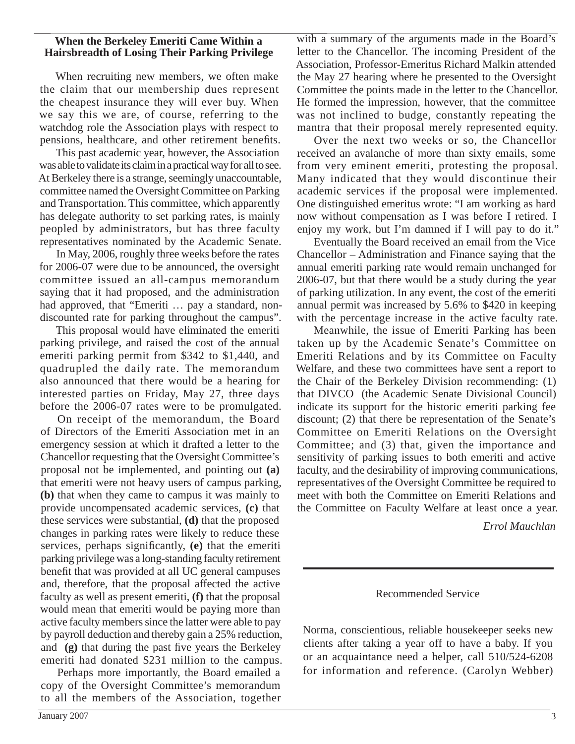## When the Berkeley Emeriti Came Within a Hairsbreadth of Losing Their Parking Privilege

When recruiting new members, we often make the claim that our membership dues represent the cheapest insurance they will ever buy. When we say this we are, of course, referring to the watchdog role the Association plays with respect to pensions, healthcare, and other retirement benefits.

This past academic year, however, the Association was able to validate its claim in a practical way for all to see. At Berkeley there is a strange, seemingly unaccountable, committee named the Oversight Committee on Parking and Transportation. This committee, which apparently has delegate authority to set parking rates, is mainly peopled by administrators, but has three faculty representatives nominated by the Academic Senate.

In May, 2006, roughly three weeks before the rates for 2006-07 were due to be announced, the oversight committee issued an all-campus memorandum saying that it had proposed, and the administration had approved, that "Emeriti … pay a standard, non-discounted rate for parking throughout the campus".

This proposal would have eliminated the emeriti parking privilege, and raised the cost of the annual emeriti parking permit from $342 to $1,440, and quadrupled the daily rate. The memorandum also announced that there would be a hearing for interested parties on Friday, May 27, three days before the 2006-07 rates were to be promulgated.

On receipt of the memorandum, the Board of Directors of the Emeriti Association met in an emergency session at which it drafted a letter to the Chancellor requesting that the Oversight Committee's proposal not be implemented, and pointing out **(a)** that emeriti were not heavy users of campus parking, **(b)** that when they came to campus it was mainly to provide uncompensated academic services, **(c)** that these services were substantial, **(d)** that the proposed changes in parking rates were likely to reduce these services, perhaps significantly, **(e)** that the emeriti parking privilege was a long-standing faculty retirement benefit that was provided at all UC general campuses and, therefore, that the proposal affected the active faculty as well as present emeriti, **(f)** that the proposal would mean that emeriti would be paying more than active faculty members since the latter were able to pay by payroll deduction and thereby gain a 25% reduction, and **(g)** that during the past five years the Berkeley emeriti had donated $231 million to the campus.

Perhaps more importantly, the Board emailed a copy of the Oversight Committee's memorandum to all the members of the Association, together with a summary of the arguments made in the Board's letter to the Chancellor. The incoming President of the Association, Professor-Emeritus Richard Malkin attended the May 27 hearing where he presented to the Oversight Committee the points made in the letter to the Chancellor. He formed the impression, however, that the committee was not inclined to budge, constantly repeating the mantra that their proposal merely represented equity.

Over the next two weeks or so, the Chancellor received an avalanche of more than sixty emails, some from very eminent emeriti, protesting the proposal. Many indicated that they would discontinue their academic services if the proposal were implemented. One distinguished emeritus wrote: "I am working as hard now without compensation as I was before I retired. I enjoy my work, but I'm damned if I will pay to do it."

Eventually the Board received an email from the Vice Chancellor – Administration and Finance saying that the annual emeriti parking rate would remain unchanged for 2006-07, but that there would be a study during the year of parking utilization. In any event, the cost of the emeriti annual permit was increased by 5.6% to $420 in keeping with the percentage increase in the active faculty rate.

Meanwhile, the issue of Emeriti Parking has been taken up by the Academic Senate's Committee on Emeriti Relations and by its Committee on Faculty Welfare, and these two committees have sent a report to the Chair of the Berkeley Division recommending: (1) that DIVCO (the Academic Senate Divisional Council) indicate its support for the historic emeriti parking fee discount; (2) that there be representation of the Senate's Committee on Emeriti Relations on the Oversight Committee; and (3) that, given the importance and sensitivity of parking issues to both emeriti and active faculty, and the desirability of improving communications, representatives of the Oversight Committee be required to meet with both the Committee on Emeriti Relations and the Committee on Faculty Welfare at least once a year.

*Errol Mauchlan*

---

Recommended Service

Norma, conscientious, reliable housekeeper seeks new clients after taking a year off to have a baby. If you or an acquaintance need a helper, call 510/524-6208 for information and reference. (Carolyn Webber)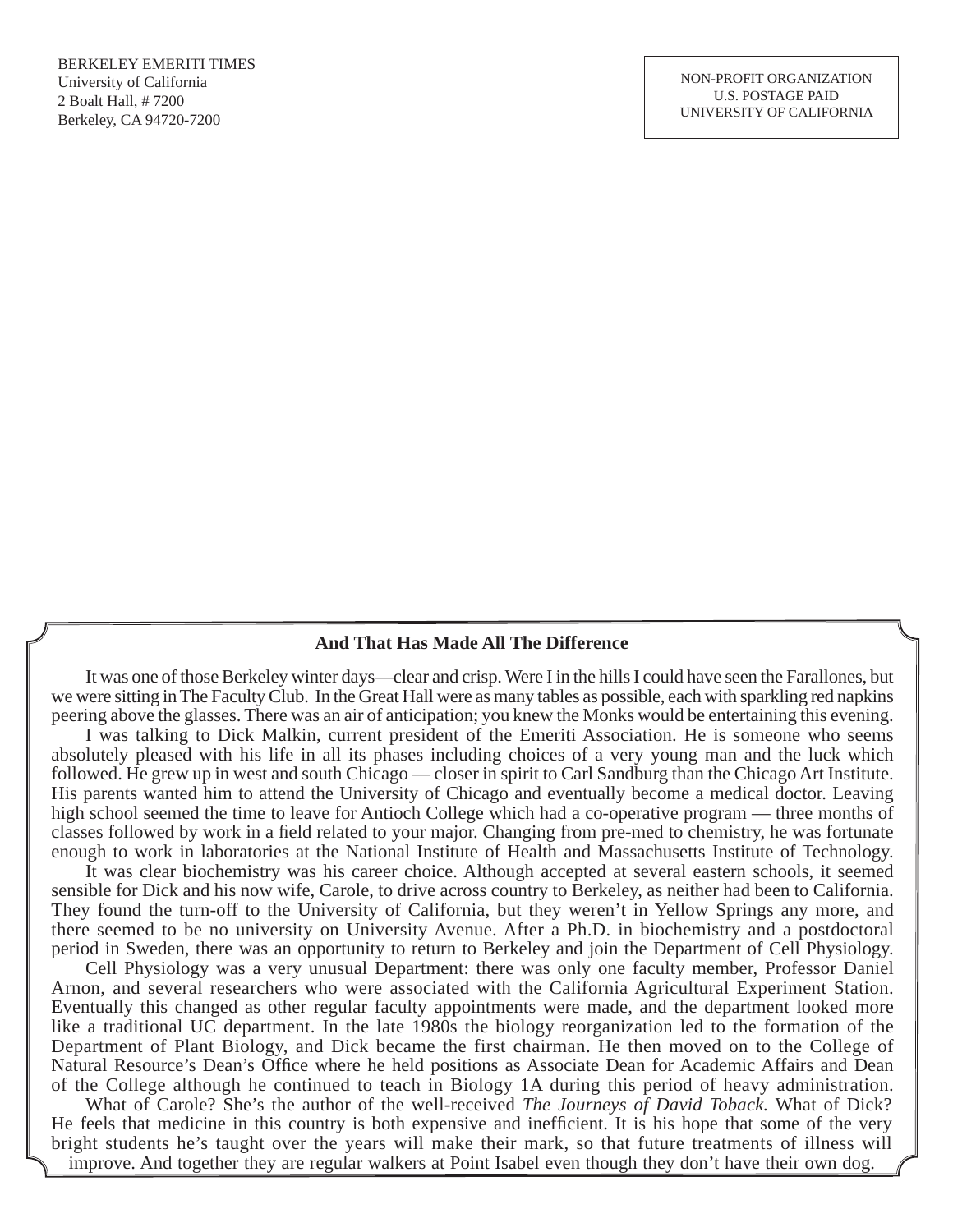BERKELEY EMERITI TIMES
University of California
2 Boalt Hall, # 7200
Berkeley, CA 94720-7200

NON-PROFIT ORGANIZATION
U.S. POSTAGE PAID
UNIVERSITY OF CALIFORNIA

## And That Has Made All The Difference

It was one of those Berkeley winter days—clear and crisp. Were I in the hills I could have seen the Farallones, but we were sitting in The Faculty Club. In the Great Hall were as many tables as possible, each with sparkling red napkins peering above the glasses. There was an air of anticipation; you knew the Monks would be entertaining this evening.

I was talking to Dick Malkin, current president of the Emeriti Association. He is someone who seems absolutely pleased with his life in all its phases including choices of a very young man and the luck which followed. He grew up in west and south Chicago — closer in spirit to Carl Sandburg than the Chicago Art Institute. His parents wanted him to attend the University of Chicago and eventually become a medical doctor. Leaving high school seemed the time to leave for Antioch College which had a co-operative program — three months of classes followed by work in a field related to your major. Changing from pre-med to chemistry, he was fortunate enough to work in laboratories at the National Institute of Health and Massachusetts Institute of Technology.

It was clear biochemistry was his career choice. Although accepted at several eastern schools, it seemed sensible for Dick and his now wife, Carole, to drive across country to Berkeley, as neither had been to California. They found the turn-off to the University of California, but they weren't in Yellow Springs any more, and there seemed to be no university on University Avenue. After a Ph.D. in biochemistry and a postdoctoral period in Sweden, there was an opportunity to return to Berkeley and join the Department of Cell Physiology.

Cell Physiology was a very unusual Department: there was only one faculty member, Professor Daniel Arnon, and several researchers who were associated with the California Agricultural Experiment Station. Eventually this changed as other regular faculty appointments were made, and the department looked more like a traditional UC department. In the late 1980s the biology reorganization led to the formation of the Department of Plant Biology, and Dick became the first chairman. He then moved on to the College of Natural Resource's Dean's Office where he held positions as Associate Dean for Academic Affairs and Dean of the College although he continued to teach in Biology 1A during this period of heavy administration.

What of Carole? She's the author of the well-received *The Journeys of David Toback.* What of Dick? He feels that medicine in this country is both expensive and inefficient. It is his hope that some of the very bright students he's taught over the years will make their mark, so that future treatments of illness will improve. And together they are regular walkers at Point Isabel even though they don't have their own dog.